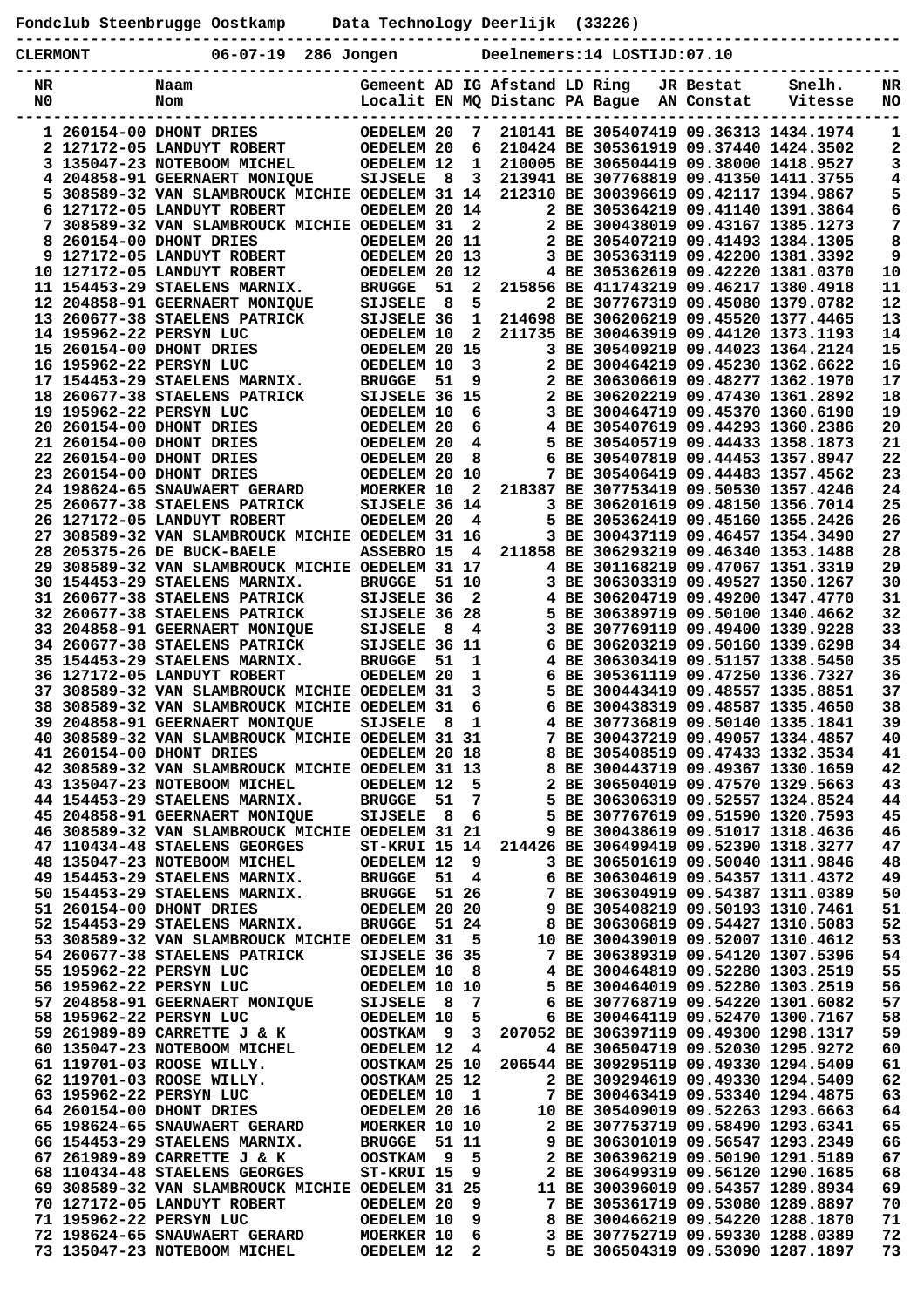**Fondclub Steenbrugge Oostkamp      Data Technology Deerlijk  (33226)**

**CLERMONT          06-07-19  286 Jongen          Deelnemers:14 LOSTIJD:07.10**

| NR<br>N0 | | Naam<br>Nom | Gemeent<br>Localit | AD<br>EN | IG<br>MQ | Afstand<br>Distanc | LD<br>PA | Ring<br>Bague | JR<br>AN | Bestat<br>Constat | Snelh.<br>Vitesse | NR<br>NO |
|---|---|---|---|---|---|---|---|---|---|---|---|---|
| 1 | 260154-00 | DHONT DRIES | OEDELEM | 20 | 7 | 210141 | BE | 3054074 | 19 | 09.36313 | 1434.1974 | 1 |
| 2 | 127172-05 | LANDUYT ROBERT | OEDELEM | 20 | 6 | 210424 | BE | 3053619 | 19 | 09.37440 | 1424.3502 | 2 |
| 3 | 135047-23 | NOTEBOOM MICHEL | OEDELEM | 12 | 1 | 210005 | BE | 3065044 | 19 | 09.38000 | 1418.9527 | 3 |
| 4 | 204858-91 | GEERNAERT MONIQUE | SIJSELE | 8 | 3 | 213941 | BE | 3077688 | 19 | 09.41350 | 1411.3755 | 4 |
| 5 | 308589-32 | VAN SLAMBROUCK MICHIE | OEDELEM | 31 | 14 | 212310 | BE | 3003966 | 19 | 09.42117 | 1394.9867 | 5 |
| 6 | 127172-05 | LANDUYT ROBERT | OEDELEM | 20 | 14 | 2 | BE | 3053642 | 19 | 09.41140 | 1391.3864 | 6 |
| 7 | 308589-32 | VAN SLAMBROUCK MICHIE | OEDELEM | 31 | 2 | 2 | BE | 3004380 | 19 | 09.43167 | 1385.1273 | 7 |
| 8 | 260154-00 | DHONT DRIES | OEDELEM | 20 | 11 | 2 | BE | 3054072 | 19 | 09.41493 | 1384.1305 | 8 |
| 9 | 127172-05 | LANDUYT ROBERT | OEDELEM | 20 | 13 | 3 | BE | 3053631 | 19 | 09.42200 | 1381.3392 | 9 |
| 10 | 127172-05 | LANDUYT ROBERT | OEDELEM | 20 | 12 | 4 | BE | 3053626 | 19 | 09.42220 | 1381.0370 | 10 |
| 11 | 154453-29 | STAELENS MARNIX. | BRUGGE | 51 | 2 | 215856 | BE | 4117432 | 19 | 09.46217 | 1380.4918 | 11 |
| 12 | 204858-91 | GEERNAERT MONIQUE | SIJSELE | 8 | 5 | 2 | BE | 3077673 | 19 | 09.45080 | 1379.0782 | 12 |
| 13 | 260677-38 | STAELENS PATRICK | SIJSELE | 36 | 1 | 214698 | BE | 3062062 | 19 | 09.45520 | 1377.4465 | 13 |
| 14 | 195962-22 | PERSYN LUC | OEDELEM | 10 | 2 | 211735 | BE | 3004639 | 19 | 09.44120 | 1373.1193 | 14 |
| 15 | 260154-00 | DHONT DRIES | OEDELEM | 20 | 15 | 3 | BE | 3054092 | 19 | 09.44023 | 1364.2124 | 15 |
| 16 | 195962-22 | PERSYN LUC | OEDELEM | 10 | 3 | 2 | BE | 3004642 | 19 | 09.45230 | 1362.6622 | 16 |
| 17 | 154453-29 | STAELENS MARNIX. | BRUGGE | 51 | 9 | 2 | BE | 3063066 | 19 | 09.48277 | 1362.1970 | 17 |
| 18 | 260677-38 | STAELENS PATRICK | SIJSELE | 36 | 15 | 2 | BE | 3062022 | 19 | 09.47430 | 1361.2892 | 18 |
| 19 | 195962-22 | PERSYN LUC | OEDELEM | 10 | 6 | 3 | BE | 3004647 | 19 | 09.45370 | 1360.6190 | 19 |
| 20 | 260154-00 | DHONT DRIES | OEDELEM | 20 | 6 | 4 | BE | 3054076 | 19 | 09.44293 | 1360.2386 | 20 |
| 21 | 260154-00 | DHONT DRIES | OEDELEM | 20 | 4 | 5 | BE | 3054057 | 19 | 09.44433 | 1358.1873 | 21 |
| 22 | 260154-00 | DHONT DRIES | OEDELEM | 20 | 8 | 6 | BE | 3054078 | 19 | 09.44453 | 1357.8947 | 22 |
| 23 | 260154-00 | DHONT DRIES | OEDELEM | 20 | 10 | 7 | BE | 3054064 | 19 | 09.44483 | 1357.4562 | 23 |
| 24 | 198624-65 | SNAUWAERT GERARD | MOERKER | 10 | 2 | 218387 | BE | 3077536 | 19 | 09.50530 | 1357.4246 | 24 |
| 25 | 260677-38 | STAELENS PATRICK | SIJSELE | 36 | 14 | 3 | BE | 3062016 | 19 | 09.48150 | 1356.7014 | 25 |
| 26 | 127172-05 | LANDUYT ROBERT | OEDELEM | 20 | 4 | 5 | BE | 3053624 | 19 | 09.45160 | 1355.2426 | 26 |
| 27 | 308589-32 | VAN SLAMBROUCK MICHIE | OEDELEM | 31 | 16 | 3 | BE | 3004371 | 19 | 09.46457 | 1354.3490 | 27 |
| 28 | 205375-26 | DE BUCK-BAELE | ASSEBRO | 15 | 4 | 211858 | BE | 3062932 | 19 | 09.46340 | 1353.1488 | 28 |
| 29 | 308589-32 | VAN SLAMBROUCK MICHIE | OEDELEM | 31 | 17 | 4 | BE | 3011682 | 19 | 09.47067 | 1351.3319 | 29 |
| 30 | 154453-29 | STAELENS MARNIX. | BRUGGE | 51 | 10 | 3 | BE | 3063033 | 19 | 09.49527 | 1350.1267 | 30 |
| 31 | 260677-38 | STAELENS PATRICK | SIJSELE | 36 | 2 | 4 | BE | 3062047 | 19 | 09.49200 | 1347.4770 | 31 |
| 32 | 260677-38 | STAELENS PATRICK | SIJSELE | 36 | 28 | 5 | BE | 3063897 | 19 | 09.50100 | 1340.4662 | 32 |
| 33 | 204858-91 | GEERNAERT MONIQUE | SIJSELE | 8 | 4 | 3 | BE | 3077691 | 19 | 09.49400 | 1339.9228 | 33 |
| 34 | 260677-38 | STAELENS PATRICK | SIJSELE | 36 | 11 | 6 | BE | 3062032 | 19 | 09.50160 | 1339.6298 | 34 |
| 35 | 154453-29 | STAELENS MARNIX. | BRUGGE | 51 | 1 | 4 | BE | 3063034 | 19 | 09.51157 | 1338.5450 | 35 |
| 36 | 127172-05 | LANDUYT ROBERT | OEDELEM | 20 | 1 | 6 | BE | 3053611 | 19 | 09.47250 | 1336.7327 | 36 |
| 37 | 308589-32 | VAN SLAMBROUCK MICHIE | OEDELEM | 31 | 3 | 5 | BE | 3004434 | 19 | 09.48557 | 1335.8851 | 37 |
| 38 | 308589-32 | VAN SLAMBROUCK MICHIE | OEDELEM | 31 | 6 | 6 | BE | 3004383 | 19 | 09.48587 | 1335.4650 | 38 |
| 39 | 204858-91 | GEERNAERT MONIQUE | SIJSELE | 8 | 1 | 4 | BE | 3077368 | 19 | 09.50140 | 1335.1841 | 39 |
| 40 | 308589-32 | VAN SLAMBROUCK MICHIE | OEDELEM | 31 | 31 | 7 | BE | 3004372 | 19 | 09.49057 | 1334.4857 | 40 |
| 41 | 260154-00 | DHONT DRIES | OEDELEM | 20 | 18 | 8 | BE | 3054085 | 19 | 09.47433 | 1332.3534 | 41 |
| 42 | 308589-32 | VAN SLAMBROUCK MICHIE | OEDELEM | 31 | 13 | 8 | BE | 3004437 | 19 | 09.49367 | 1330.1659 | 42 |
| 43 | 135047-23 | NOTEBOOM MICHEL | OEDELEM | 12 | 5 | 2 | BE | 3065040 | 19 | 09.47570 | 1329.5663 | 43 |
| 44 | 154453-29 | STAELENS MARNIX. | BRUGGE | 51 | 7 | 5 | BE | 3063063 | 19 | 09.52557 | 1324.8524 | 44 |
| 45 | 204858-91 | GEERNAERT MONIQUE | SIJSELE | 8 | 6 | 5 | BE | 3077676 | 19 | 09.51590 | 1320.7593 | 45 |
| 46 | 308589-32 | VAN SLAMBROUCK MICHIE | OEDELEM | 31 | 21 | 9 | BE | 3004386 | 19 | 09.51017 | 1318.4636 | 46 |
| 47 | 110434-48 | STAELENS GEORGES | ST-KRUI | 15 | 14 | 214426 | BE | 3064994 | 19 | 09.52390 | 1318.3277 | 47 |
| 48 | 135047-23 | NOTEBOOM MICHEL | OEDELEM | 12 | 9 | 3 | BE | 3065016 | 19 | 09.50040 | 1311.9846 | 48 |
| 49 | 154453-29 | STAELENS MARNIX. | BRUGGE | 51 | 4 | 6 | BE | 3063046 | 19 | 09.54357 | 1311.4372 | 49 |
| 50 | 154453-29 | STAELENS MARNIX. | BRUGGE | 51 | 26 | 7 | BE | 3063049 | 19 | 09.54387 | 1311.0389 | 50 |
| 51 | 260154-00 | DHONT DRIES | OEDELEM | 20 | 20 | 9 | BE | 3054082 | 19 | 09.50193 | 1310.7461 | 51 |
| 52 | 154453-29 | STAELENS MARNIX. | BRUGGE | 51 | 24 | 8 | BE | 3063068 | 19 | 09.54427 | 1310.5083 | 52 |
| 53 | 308589-32 | VAN SLAMBROUCK MICHIE | OEDELEM | 31 | 5 | 10 | BE | 3004390 | 19 | 09.52007 | 1310.4612 | 53 |
| 54 | 260677-38 | STAELENS PATRICK | SIJSELE | 36 | 35 | 7 | BE | 3063893 | 19 | 09.54120 | 1307.5396 | 54 |
| 55 | 195962-22 | PERSYN LUC | OEDELEM | 10 | 8 | 4 | BE | 3004648 | 19 | 09.52280 | 1303.2519 | 55 |
| 56 | 195962-22 | PERSYN LUC | OEDELEM | 10 | 10 | 5 | BE | 3004640 | 19 | 09.52280 | 1303.2519 | 56 |
| 57 | 204858-91 | GEERNAERT MONIQUE | SIJSELE | 8 | 7 | 6 | BE | 3077682 | 19 | 09.54220 | 1301.6082 | 57 |
| 58 | 195962-22 | PERSYN LUC | OEDELEM | 10 | 5 | 6 | BE | 3004641 | 19 | 09.52470 | 1300.7167 | 58 |
| 59 | 261989-89 | CARRETTE J & K | OOSTKAM | 9 | 3 | 207052 | BE | 3063971 | 19 | 09.49300 | 1298.1317 | 59 |
| 60 | 135047-23 | NOTEBOOM MICHEL | OEDELEM | 12 | 4 | 4 | BE | 3065047 | 19 | 09.52030 | 1295.9272 | 60 |
| 61 | 119701-03 | ROOSE WILLY. | OOSTKAM | 25 | 10 | 206544 | BE | 3092951 | 19 | 09.49330 | 1294.5409 | 61 |
| 62 | 119701-03 | ROOSE WILLY. | OOSTKAM | 25 | 12 | 2 | BE | 3092946 | 19 | 09.49330 | 1294.5409 | 62 |
| 63 | 195962-22 | PERSYN LUC | OEDELEM | 10 | 1 | 7 | BE | 3004633 | 19 | 09.53340 | 1294.4875 | 63 |
| 64 | 260154-00 | DHONT DRIES | OEDELEM | 20 | 16 | 10 | BE | 3054090 | 19 | 09.52263 | 1293.6663 | 64 |
| 65 | 198624-65 | SNAUWAERT GERARD | MOERKER | 10 | 10 | 2 | BE | 3077537 | 19 | 09.58490 | 1293.6341 | 65 |
| 66 | 154453-29 | STAELENS MARNIX. | BRUGGE | 51 | 11 | 9 | BE | 3063010 | 19 | 09.56547 | 1293.2349 | 66 |
| 67 | 261989-89 | CARRETTE J & K | OOSTKAM | 9 | 5 | 2 | BE | 3063962 | 19 | 09.50190 | 1291.5189 | 67 |
| 68 | 110434-48 | STAELENS GEORGES | ST-KRUI | 15 | 9 | 2 | BE | 3064993 | 19 | 09.56120 | 1290.1685 | 68 |
| 69 | 308589-32 | VAN SLAMBROUCK MICHIE | OEDELEM | 31 | 25 | 11 | BE | 3003960 | 19 | 09.54357 | 1289.8934 | 69 |
| 70 | 127172-05 | LANDUYT ROBERT | OEDELEM | 20 | 9 | 7 | BE | 3053617 | 19 | 09.53080 | 1289.8897 | 70 |
| 71 | 195962-22 | PERSYN LUC | OEDELEM | 10 | 9 | 8 | BE | 3004661 | 19 | 09.54220 | 1288.1870 | 71 |
| 72 | 198624-65 | SNAUWAERT GERARD | MOERKER | 10 | 6 | 3 | BE | 3077527 | 19 | 09.59300 | 1288.0389 | 72 |
| 73 | 135047-23 | NOTEBOOM MICHEL | OEDELEM | 12 | 2 | 5 | BE | 3065043 | 19 | 09.53090 | 1287.1897 | 73 |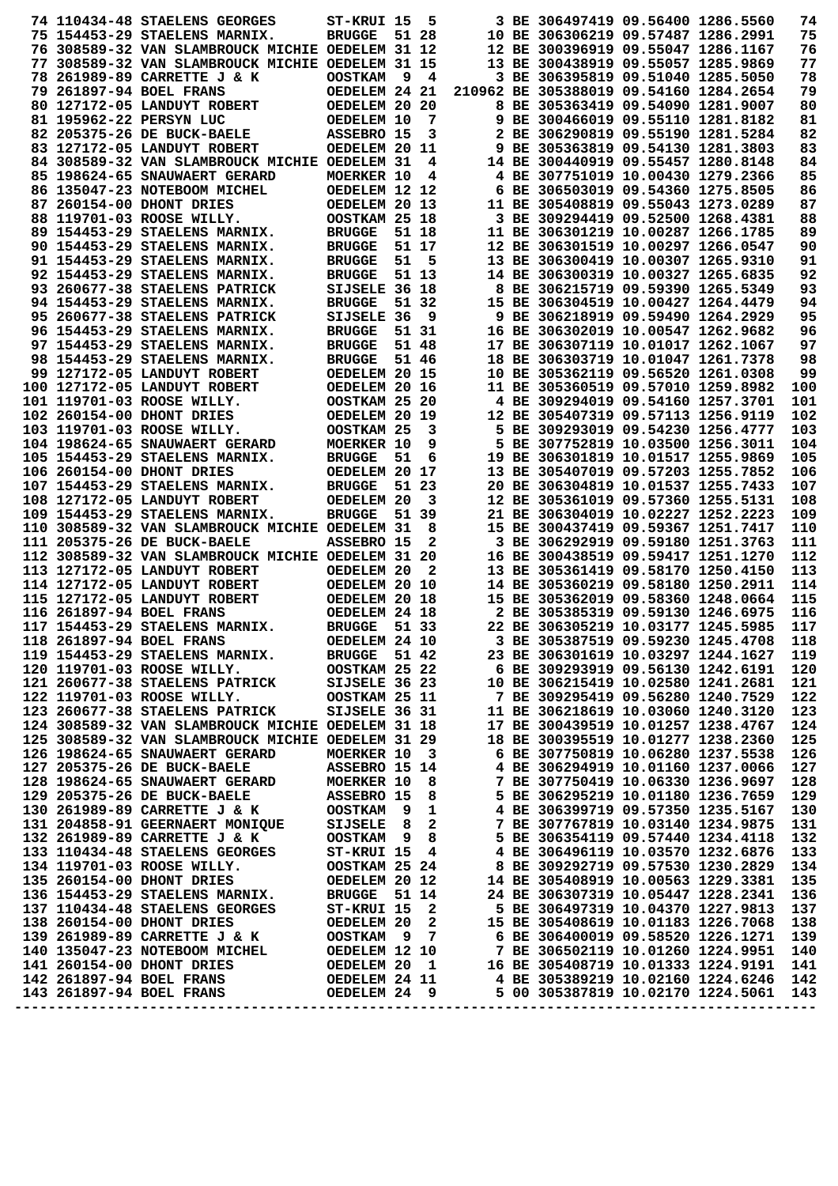| | | | | | | | | | | | | |
|---|---|---|---|---|---|---|---|---|---|---|---|---|
| 74 | 110434-48 | STAELENS GEORGES | ST-KRUI | 15 | 5 | 3 | BE | 306497419 | 09.56400 | 1286.5560 | 74 |
| 75 | 154453-29 | STAELENS MARNIX. | BRUGGE | 51 | 28 | 10 | BE | 306306219 | 09.57487 | 1286.2991 | 75 |
| 76 | 308589-32 | VAN SLAMBROUCK MICHIE | OEDELEM | 31 | 12 | 12 | BE | 300396919 | 09.55047 | 1286.1167 | 76 |
| 77 | 308589-32 | VAN SLAMBROUCK MICHIE | OEDELEM | 31 | 15 | 13 | BE | 300438919 | 09.55057 | 1285.9869 | 77 |
| 78 | 261989-89 | CARRETTE J & K | OOSTKAM | 9 | 4 | 3 | BE | 306395819 | 09.51040 | 1285.5050 | 78 |
| 79 | 261897-94 | BOEL FRANS | OEDELEM | 24 | 21 | 210962 | BE | 305388019 | 09.54160 | 1284.2654 | 79 |
| 80 | 127172-05 | LANDUYT ROBERT | OEDELEM | 20 | 20 | 8 | BE | 305363419 | 09.54090 | 1281.9007 | 80 |
| 81 | 195962-22 | PERSYN LUC | OEDELEM | 10 | 7 | 9 | BE | 300466019 | 09.55110 | 1281.8182 | 81 |
| 82 | 205375-26 | DE BUCK-BAELE | ASSEBRO | 15 | 3 | 2 | BE | 306290819 | 09.55190 | 1281.5284 | 82 |
| 83 | 127172-05 | LANDUYT ROBERT | OEDELEM | 20 | 11 | 9 | BE | 305363819 | 09.54130 | 1281.3803 | 83 |
| 84 | 308589-32 | VAN SLAMBROUCK MICHIE | OEDELEM | 31 | 4 | 14 | BE | 300440919 | 09.55457 | 1280.8148 | 84 |
| 85 | 198624-65 | SNAUWAERT GERARD | MOERKER | 10 | 4 | 4 | BE | 307751019 | 10.00430 | 1279.2366 | 85 |
| 86 | 135047-23 | NOTEBOOM MICHEL | OEDELEM | 12 | 12 | 6 | BE | 306503019 | 09.54360 | 1275.8505 | 86 |
| 87 | 260154-00 | DHONT DRIES | OEDELEM | 20 | 13 | 11 | BE | 305408819 | 09.55043 | 1273.0289 | 87 |
| 88 | 119701-03 | ROOSE WILLY. | OOSTKAM | 25 | 18 | 3 | BE | 309294419 | 09.52500 | 1268.4381 | 88 |
| 89 | 154453-29 | STAELENS MARNIX. | BRUGGE | 51 | 18 | 11 | BE | 306301219 | 10.00287 | 1266.1785 | 89 |
| 90 | 154453-29 | STAELENS MARNIX. | BRUGGE | 51 | 17 | 12 | BE | 306301519 | 10.00297 | 1266.0547 | 90 |
| 91 | 154453-29 | STAELENS MARNIX. | BRUGGE | 51 | 5 | 13 | BE | 306300419 | 10.00307 | 1265.9310 | 91 |
| 92 | 154453-29 | STAELENS MARNIX. | BRUGGE | 51 | 13 | 14 | BE | 306300319 | 10.00327 | 1265.6835 | 92 |
| 93 | 260677-38 | STAELENS PATRICK | SIJSELE | 36 | 18 | 8 | BE | 306215719 | 09.59390 | 1265.5349 | 93 |
| 94 | 154453-29 | STAELENS MARNIX. | BRUGGE | 51 | 32 | 15 | BE | 306304519 | 10.00427 | 1264.4479 | 94 |
| 95 | 260677-38 | STAELENS PATRICK | SIJSELE | 36 | 9 | 9 | BE | 306218919 | 09.59490 | 1264.2929 | 95 |
| 96 | 154453-29 | STAELENS MARNIX. | BRUGGE | 51 | 31 | 16 | BE | 306302019 | 10.00547 | 1262.9682 | 96 |
| 97 | 154453-29 | STAELENS MARNIX. | BRUGGE | 51 | 48 | 17 | BE | 306307119 | 10.01017 | 1262.1067 | 97 |
| 98 | 154453-29 | STAELENS MARNIX. | BRUGGE | 51 | 46 | 18 | BE | 306303719 | 10.01047 | 1261.7378 | 98 |
| 99 | 127172-05 | LANDUYT ROBERT | OEDELEM | 20 | 15 | 10 | BE | 305362119 | 09.56520 | 1261.0308 | 99 |
| 100 | 127172-05 | LANDUYT ROBERT | OEDELEM | 20 | 16 | 11 | BE | 305360519 | 09.57010 | 1259.8982 | 100 |
| 101 | 119701-03 | ROOSE WILLY. | OOSTKAM | 25 | 20 | 4 | BE | 309294019 | 09.54160 | 1257.3701 | 101 |
| 102 | 260154-00 | DHONT DRIES | OEDELEM | 20 | 19 | 12 | BE | 305407319 | 09.57113 | 1256.9119 | 102 |
| 103 | 119701-03 | ROOSE WILLY. | OOSTKAM | 25 | 3 | 5 | BE | 309293019 | 09.54230 | 1256.4777 | 103 |
| 104 | 198624-65 | SNAUWAERT GERARD | MOERKER | 10 | 9 | 5 | BE | 307752819 | 10.03500 | 1256.3011 | 104 |
| 105 | 154453-29 | STAELENS MARNIX. | BRUGGE | 51 | 6 | 19 | BE | 306301819 | 10.01517 | 1255.9869 | 105 |
| 106 | 260154-00 | DHONT DRIES | OEDELEM | 20 | 17 | 13 | BE | 305407019 | 09.57203 | 1255.7852 | 106 |
| 107 | 154453-29 | STAELENS MARNIX. | BRUGGE | 51 | 23 | 20 | BE | 306304819 | 10.01537 | 1255.7433 | 107 |
| 108 | 127172-05 | LANDUYT ROBERT | OEDELEM | 20 | 3 | 12 | BE | 305361019 | 09.57360 | 1255.5131 | 108 |
| 109 | 154453-29 | STAELENS MARNIX. | BRUGGE | 51 | 39 | 21 | BE | 306304019 | 10.02227 | 1252.2223 | 109 |
| 110 | 308589-32 | VAN SLAMBROUCK MICHIE | OEDELEM | 31 | 8 | 15 | BE | 300437419 | 09.59367 | 1251.7417 | 110 |
| 111 | 205375-26 | DE BUCK-BAELE | ASSEBRO | 15 | 2 | 3 | BE | 306292919 | 09.59180 | 1251.3763 | 111 |
| 112 | 308589-32 | VAN SLAMBROUCK MICHIE | OEDELEM | 31 | 20 | 16 | BE | 300438519 | 09.59417 | 1251.1270 | 112 |
| 113 | 127172-05 | LANDUYT ROBERT | OEDELEM | 20 | 2 | 13 | BE | 305361419 | 09.58170 | 1250.4150 | 113 |
| 114 | 127172-05 | LANDUYT ROBERT | OEDELEM | 20 | 10 | 14 | BE | 305360219 | 09.58180 | 1250.2911 | 114 |
| 115 | 127172-05 | LANDUYT ROBERT | OEDELEM | 20 | 18 | 15 | BE | 305362019 | 09.58360 | 1248.0664 | 115 |
| 116 | 261897-94 | BOEL FRANS | OEDELEM | 24 | 18 | 2 | BE | 305385319 | 09.59130 | 1246.6975 | 116 |
| 117 | 154453-29 | STAELENS MARNIX. | BRUGGE | 51 | 33 | 22 | BE | 306305219 | 10.03177 | 1245.5985 | 117 |
| 118 | 261897-94 | BOEL FRANS | OEDELEM | 24 | 10 | 3 | BE | 305387519 | 09.59230 | 1245.4708 | 118 |
| 119 | 154453-29 | STAELENS MARNIX. | BRUGGE | 51 | 42 | 23 | BE | 306301619 | 10.03297 | 1244.1627 | 119 |
| 120 | 119701-03 | ROOSE WILLY. | OOSTKAM | 25 | 22 | 6 | BE | 309293919 | 09.56130 | 1242.6191 | 120 |
| 121 | 260677-38 | STAELENS PATRICK | SIJSELE | 36 | 23 | 10 | BE | 306215419 | 10.02580 | 1241.2681 | 121 |
| 122 | 119701-03 | ROOSE WILLY. | OOSTKAM | 25 | 11 | 7 | BE | 309295419 | 09.56280 | 1240.7529 | 122 |
| 123 | 260677-38 | STAELENS PATRICK | SIJSELE | 36 | 31 | 11 | BE | 306218619 | 10.03060 | 1240.3120 | 123 |
| 124 | 308589-32 | VAN SLAMBROUCK MICHIE | OEDELEM | 31 | 18 | 17 | BE | 300439519 | 10.01257 | 1238.4767 | 124 |
| 125 | 308589-32 | VAN SLAMBROUCK MICHIE | OEDELEM | 31 | 29 | 18 | BE | 300395519 | 10.01277 | 1238.2360 | 125 |
| 126 | 198624-65 | SNAUWAERT GERARD | MOERKER | 10 | 3 | 6 | BE | 307750819 | 10.06280 | 1237.5538 | 126 |
| 127 | 205375-26 | DE BUCK-BAELE | ASSEBRO | 15 | 14 | 4 | BE | 306294919 | 10.01160 | 1237.0066 | 127 |
| 128 | 198624-65 | SNAUWAERT GERARD | MOERKER | 10 | 8 | 7 | BE | 307750419 | 10.06330 | 1236.9697 | 128 |
| 129 | 205375-26 | DE BUCK-BAELE | ASSEBRO | 15 | 8 | 5 | BE | 306295219 | 10.01180 | 1236.7659 | 129 |
| 130 | 261989-89 | CARRETTE J & K | OOSTKAM | 9 | 1 | 4 | BE | 306399719 | 09.57350 | 1235.5167 | 130 |
| 131 | 204858-91 | GEERNAERT MONIQUE | SIJSELE | 8 | 2 | 7 | BE | 307767819 | 10.03140 | 1234.9875 | 131 |
| 132 | 261989-89 | CARRETTE J & K | OOSTKAM | 9 | 8 | 5 | BE | 306354119 | 09.57440 | 1234.4118 | 132 |
| 133 | 110434-48 | STAELENS GEORGES | ST-KRUI | 15 | 4 | 4 | BE | 306496119 | 10.03570 | 1232.6876 | 133 |
| 134 | 119701-03 | ROOSE WILLY. | OOSTKAM | 25 | 24 | 8 | BE | 309292719 | 09.57530 | 1230.2829 | 134 |
| 135 | 260154-00 | DHONT DRIES | OEDELEM | 20 | 12 | 14 | BE | 305408919 | 10.00563 | 1229.3381 | 135 |
| 136 | 154453-29 | STAELENS MARNIX. | BRUGGE | 51 | 14 | 24 | BE | 306307319 | 10.05467 | 1228.2341 | 136 |
| 137 | 110434-48 | STAELENS GEORGES | ST-KRUI | 15 | 2 | 5 | BE | 306497319 | 10.04370 | 1227.9813 | 137 |
| 138 | 260154-00 | DHONT DRIES | OEDELEM | 20 | 2 | 15 | BE | 305408619 | 10.01183 | 1226.7068 | 138 |
| 139 | 261989-89 | CARRETTE J & K | OOSTKAM | 9 | 7 | 6 | BE | 306400019 | 09.58520 | 1226.1271 | 139 |
| 140 | 135047-23 | NOTEBOOM MICHEL | OEDELEM | 12 | 10 | 7 | BE | 306502119 | 10.01260 | 1224.9951 | 140 |
| 141 | 260154-00 | DHONT DRIES | OEDELEM | 20 | 1 | 16 | BE | 305408719 | 10.01333 | 1224.9191 | 141 |
| 142 | 261897-94 | BOEL FRANS | OEDELEM | 24 | 11 | 4 | BE | 305389219 | 10.02160 | 1224.6246 | 142 |
| 143 | 261897-94 | BOEL FRANS | OEDELEM | 24 | 9 | 5 | 00 | 305387819 | 10.02170 | 1224.5061 | 143 |